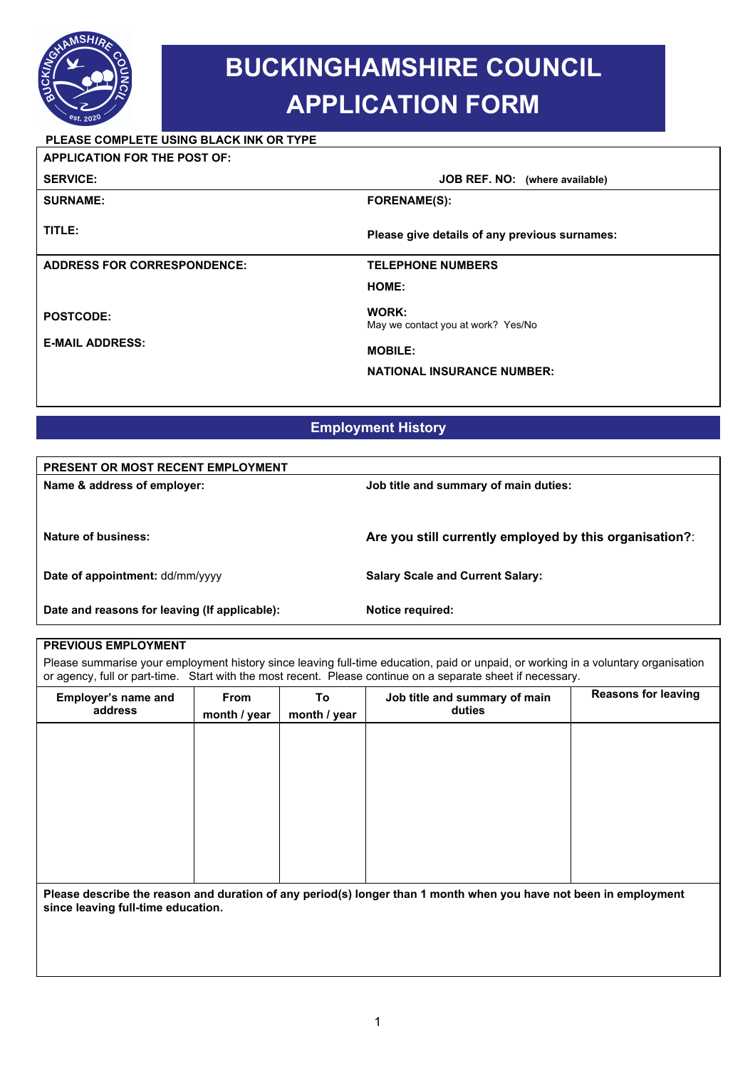# BUCKINGHAMSHIRE COUNCIL APPLICATION FORM

**PLEASE COMPLETE USING BLACK INK OR TYPE**

**APPLICATION FOR THE POST OF:**

**SERVICE:** **JOB REF. NO: (where available)**

| | |
|---|---|
| **SURNAME:** | **FORENAME(S):** |
| **TITLE:** | **Please give details of any previous surnames:** |

| | |
|---|---|
| **ADDRESS FOR CORRESPONDENCE:** | **TELEPHONE NUMBERS** |
| | **HOME:** |
| **POSTCODE:** | **WORK:** May we contact you at work? Yes/No |
| **E-MAIL ADDRESS:** | **MOBILE:** |
| | **NATIONAL INSURANCE NUMBER:** |

## Employment History

**PRESENT OR MOST RECENT EMPLOYMENT**

| | |
|---|---|
| **Name & address of employer:** | **Job title and summary of main duties:** |
| **Nature of business:** | **Are you still currently employed by this organisation?**: |
| **Date of appointment:** dd/mm/yyyy | **Salary Scale and Current Salary:** |
| **Date and reasons for leaving (If applicable):** | **Notice required:** |

**PREVIOUS EMPLOYMENT**

Please summarise your employment history since leaving full-time education, paid or unpaid, or working in a voluntary organisation or agency, full or part-time. Start with the most recent. Please continue on a separate sheet if necessary.

| Employer's name and address | From month / year | To month / year | Job title and summary of main duties | Reasons for leaving |
|---|---|---|---|---|
| | | | | |

**Please describe the reason and duration of any period(s) longer than 1 month when you have not been in employment since leaving full-time education.**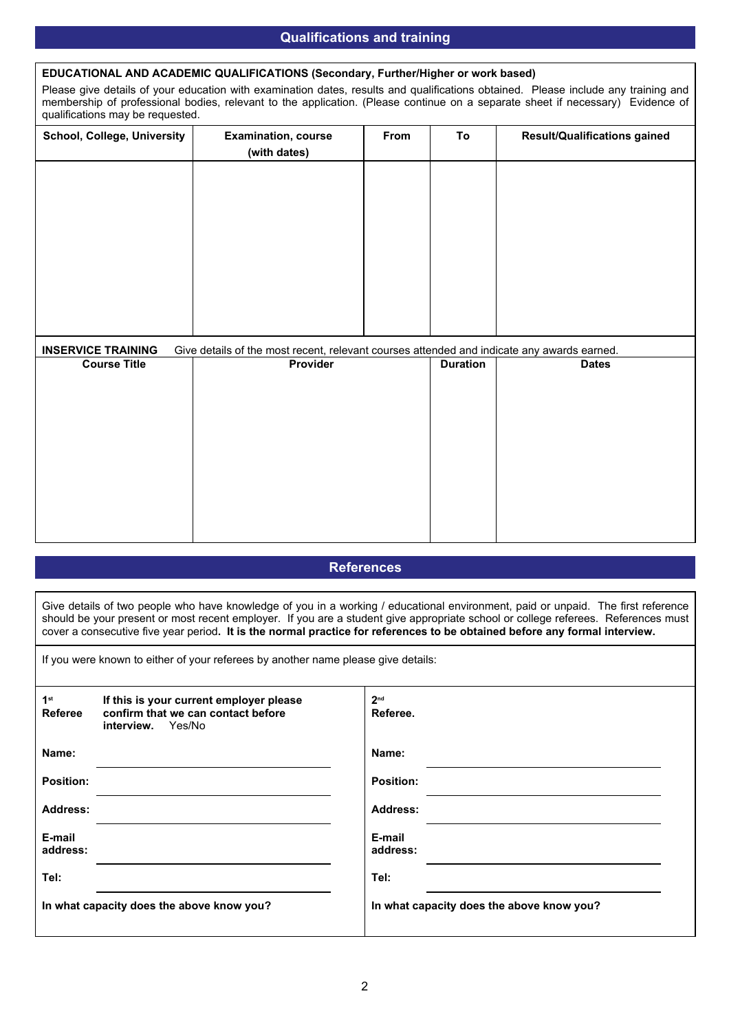## Qualifications and training

**EDUCATIONAL AND ACADEMIC QUALIFICATIONS (Secondary, Further/Higher or work based)**

Please give details of your education with examination dates, results and qualifications obtained. Please include any training and membership of professional bodies, relevant to the application. (Please continue on a separate sheet if necessary) Evidence of qualifications may be requested.

| School, College, University | Examination, course (with dates) | From | To | Result/Qualifications gained |
|---|---|---|---|---|
| | | | | |

**INSERVICE TRAINING** Give details of the most recent, relevant courses attended and indicate any awards earned.

| Course Title | Provider | Duration | Dates |
|---|---|---|---|
| | | | |

## References

Give details of two people who have knowledge of you in a working / educational environment, paid or unpaid. The first reference should be your present or most recent employer. If you are a student give appropriate school or college referees. References must cover a consecutive five year period**. It is the normal practice for references to be obtained before any formal interview.**

If you were known to either of your referees by another name please give details:

| **1st Referee** **If this is your current employer please confirm that we can contact before interview.** Yes/No | **2nd Referee.** |
|---|---|
| **Name:** | **Name:** |
| **Position:** | **Position:** |
| **Address:** | **Address:** |
| **E-mail address:** | **E-mail address:** |
| **Tel:** | **Tel:** |
| **In what capacity does the above know you?** | **In what capacity does the above know you?** |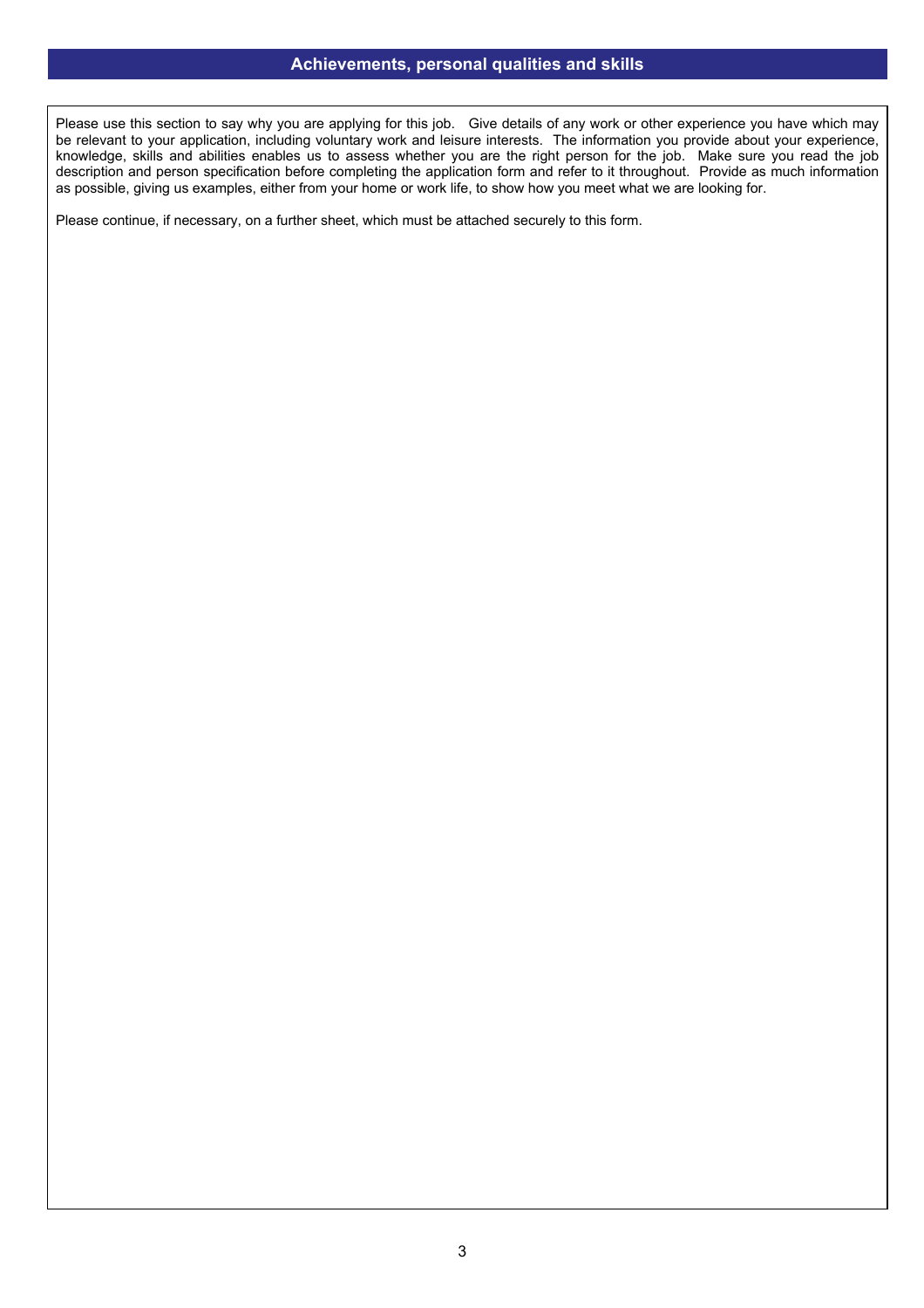## Achievements, personal qualities and skills

Please use this section to say why you are applying for this job. Give details of any work or other experience you have which may be relevant to your application, including voluntary work and leisure interests. The information you provide about your experience, knowledge, skills and abilities enables us to assess whether you are the right person for the job. Make sure you read the job description and person specification before completing the application form and refer to it throughout. Provide as much information as possible, giving us examples, either from your home or work life, to show how you meet what we are looking for.

Please continue, if necessary, on a further sheet, which must be attached securely to this form.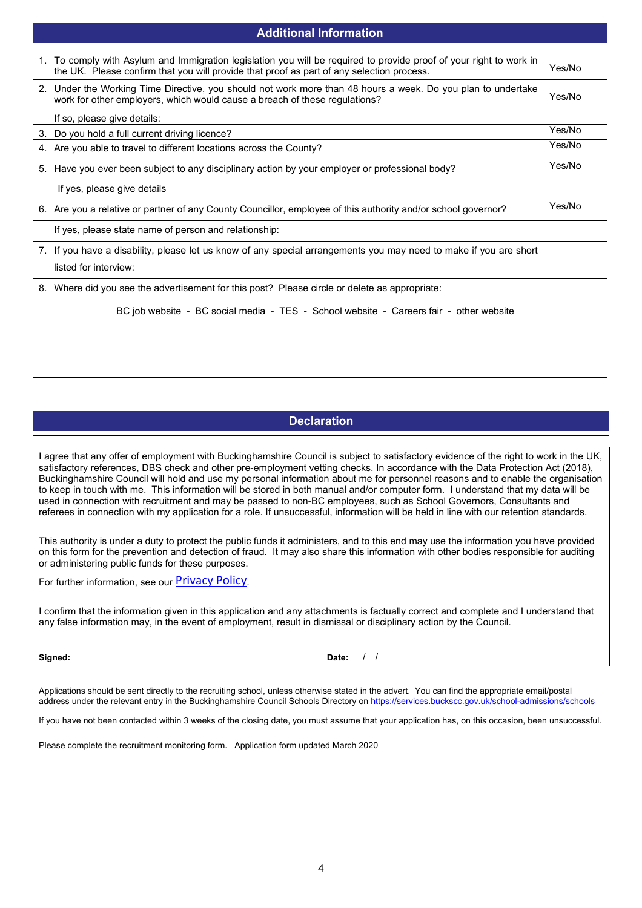## Additional Information

| | |
|---|---|
| 1. To comply with Asylum and Immigration legislation you will be required to provide proof of your right to work in the UK. Please confirm that you will provide that proof as part of any selection process. | Yes/No |
| 2. Under the Working Time Directive, you should not work more than 48 hours a week. Do you plan to undertake work for other employers, which would cause a breach of these regulations?<br><br>If so, please give details: | Yes/No |
| 3. Do you hold a full current driving licence? | Yes/No |
| 4. Are you able to travel to different locations across the County? | Yes/No |
| 5. Have you ever been subject to any disciplinary action by your employer or professional body?<br><br>If yes, please give details | Yes/No |
| 6. Are you a relative or partner of any County Councillor, employee of this authority and/or school governor? | Yes/No |
| If yes, please state name of person and relationship: | |
| 7. If you have a disability, please let us know of any special arrangements you may need to make if you are short listed for interview: | |
| 8. Where did you see the advertisement for this post? Please circle or delete as appropriate:<br><br>BC job website - BC social media - TES - School website - Careers fair - other website | |
| | |

## Declaration

I agree that any offer of employment with Buckinghamshire Council is subject to satisfactory evidence of the right to work in the UK, satisfactory references, DBS check and other pre-employment vetting checks. In accordance with the Data Protection Act (2018), Buckinghamshire Council will hold and use my personal information about me for personnel reasons and to enable the organisation to keep in touch with me. This information will be stored in both manual and/or computer form. I understand that my data will be used in connection with recruitment and may be passed to non-BC employees, such as School Governors, Consultants and referees in connection with my application for a role. If unsuccessful, information will be held in line with our retention standards.

This authority is under a duty to protect the public funds it administers, and to this end may use the information you have provided on this form for the prevention and detection of fraud. It may also share this information with other bodies responsible for auditing or administering public funds for these purposes.

For further information, see our Privacy Policy.

I confirm that the information given in this application and any attachments is factually correct and complete and I understand that any false information may, in the event of employment, result in dismissal or disciplinary action by the Council.

**Signed:** **Date:** / /

Applications should be sent directly to the recruiting school, unless otherwise stated in the advert. You can find the appropriate email/postal address under the relevant entry in the Buckinghamshire Council Schools Directory on https://services.buckscc.gov.uk/school-admissions/schools

If you have not been contacted within 3 weeks of the closing date, you must assume that your application has, on this occasion, been unsuccessful.

Please complete the recruitment monitoring form. Application form updated March 2020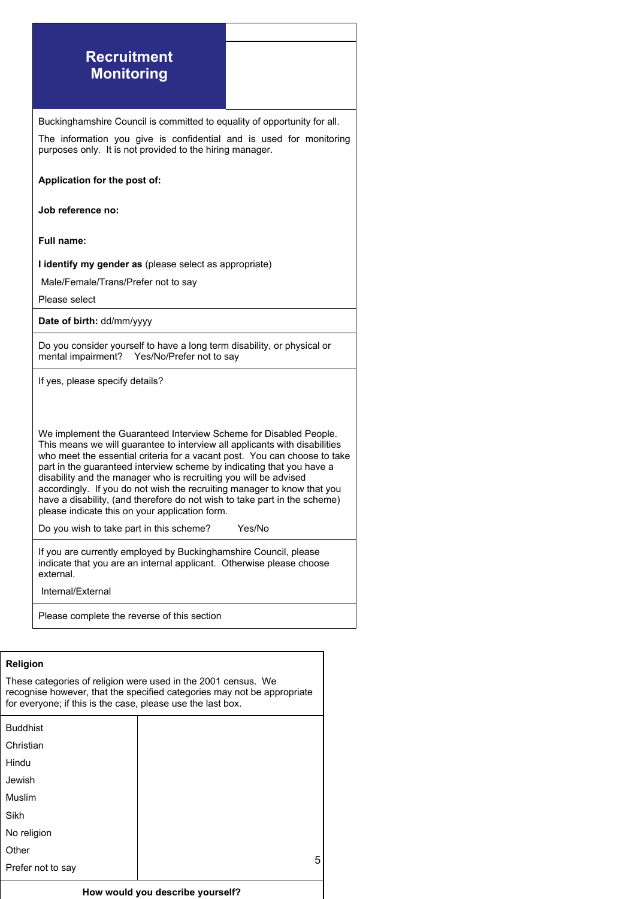# Recruitment Monitoring

Buckinghamshire Council is committed to equality of opportunity for all.

The information you give is confidential and is used for monitoring purposes only. It is not provided to the hiring manager.

**Application for the post of:**

**Job reference no:**

**Full name:**

**I identify my gender as** (please select as appropriate)

Male/Female/Trans/Prefer not to say

Please select

**Date of birth:** dd/mm/yyyy

Do you consider yourself to have a long term disability, or physical or mental impairment? Yes/No/Prefer not to say

If yes, please specify details?

We implement the Guaranteed Interview Scheme for Disabled People. This means we will guarantee to interview all applicants with disabilities who meet the essential criteria for a vacant post. You can choose to take part in the guaranteed interview scheme by indicating that you have a disability and the manager who is recruiting you will be advised accordingly. If you do not wish the recruiting manager to know that you have a disability, (and therefore do not wish to take part in the scheme) please indicate this on your application form.

Do you wish to take part in this scheme? Yes/No

If you are currently employed by Buckinghamshire Council, please indicate that you are an internal applicant. Otherwise please choose external.

Internal/External

Please complete the reverse of this section

**Religion**

These categories of religion were used in the 2001 census. We recognise however, that the specified categories may not be appropriate for everyone; if this is the case, please use the last box.

| | |
|---|---|
| Buddhist | |
| Christian | |
| Hindu | |
| Jewish | |
| Muslim | |
| Sikh | |
| No religion | |
| Other | |
| Prefer not to say | |

**How would you describe yourself?**